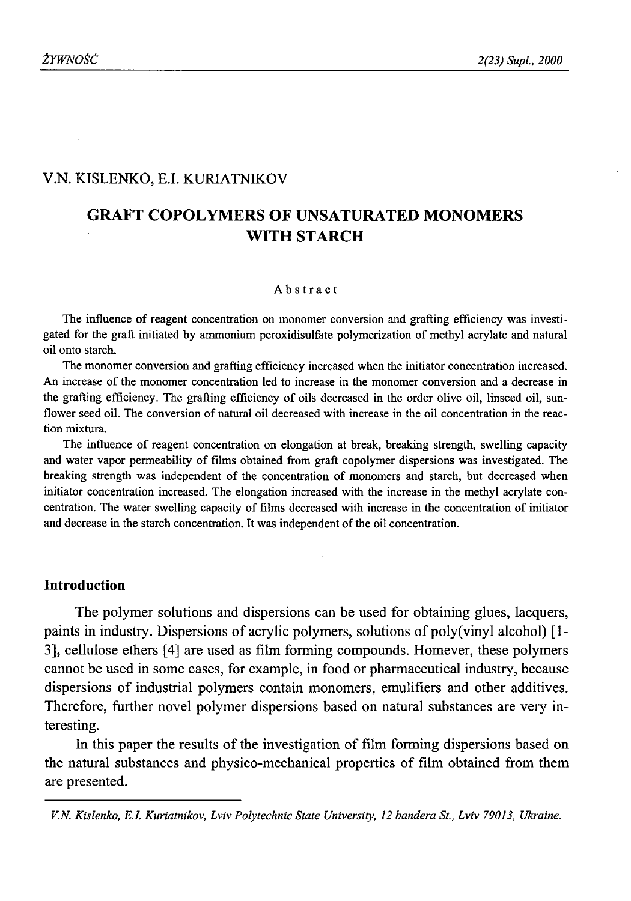V.N. KISLENKO, E.I. KURIATNIKOV

# GRAFT COPOLYMERS OF UNSATURATED MONOMERS WITH STARCH

## Abstract

The influence of reagent concentration on monomer conversion and grafting efficiency was investigated for the graft initiated by ammonium peroxidisulfate polymerization of methyl acrylate and natural oil onto starch.

The monomer conversion and grafting efficiency increased when the initiator concentration increased. An increase of the monomer concentration led to increase in the monomer conversion and a decrease in the grafting efficiency. The grafting efficiency of oils decreased in the order olive oil, linseed oil, sunflower seed oil. The conversion of natural oil decreased with increase in the oil concentration in the reaction mixtura.

The influence of reagent concentration on elongation at break, breaking strength, swelling capacity and water vapor permeability of films obtained from graft copolymer dispersions was investigated. The breaking strength was independent of the concentration of monomers and starch, but decreased when initiator concentration increased. The elongation increased with the increase in the methyl acrylate concentration. The water swelling capacity of films decreased with increase in the concentration of initiator and decrease in the starch concentration. It was independent of the oil concentration.

## Introduction

The polymer solutions and dispersions can be used for obtaining glues, lacquers, paints in industry. Dispersions of acrylic polymers, solutions of poly(vinyl alcohol) [1-3], cellulose ethers [4] are used as film forming compounds. Homever, these polymers cannot be used in some cases, for example, in food or pharmaceutical industry, because dispersions of industrial polymers contain monomers, emulifiers and other additives. Therefore, further novel polymer dispersions based on natural substances are very interesting.

In this paper the results of the investigation of film forming dispersions based on the natural substances and physico-mechanical properties of film obtained from them are presented.

---

*V.N. Kislenko, E.I. Kuriatnikov, Lviv Polytechnic State University, 12 bandera St., Lviv 79013, Ukraine.*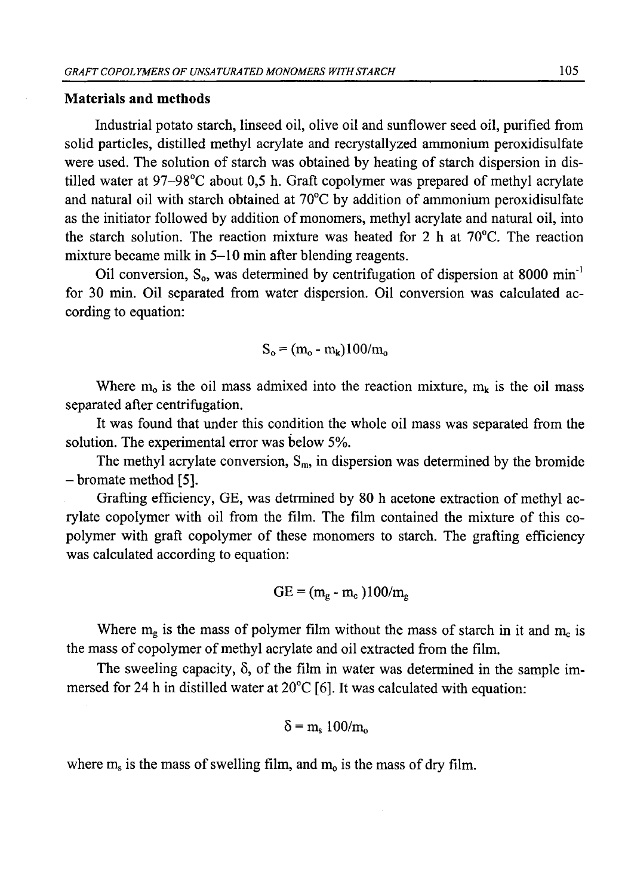## Materials and methods

Industrial potato starch, linseed oil, olive oil and sunflower seed oil, purified from solid particles, distilled methyl acrylate and recrystallyzed ammonium peroxidisulfate were used. The solution of starch was obtained by heating of starch dispersion in distilled water at 97–98°C about 0,5 h. Graft copolymer was prepared of methyl acrylate and natural oil with starch obtained at 70°C by addition of ammonium peroxidisulfate as the initiator followed by addition of monomers, methyl acrylate and natural oil, into the starch solution. The reaction mixture was heated for 2 h at 70°C. The reaction mixture became milk in 5–10 min after blending reagents.

Oil conversion, $S_o$, was determined by centrifugation of dispersion at 8000 $min^{-1}$ for 30 min. Oil separated from water dispersion. Oil conversion was calculated according to equation:

$$S_o = (m_o - m_k)100/m_o$$

Where $m_o$ is the oil mass admixed into the reaction mixture, $m_k$ is the oil mass separated after centrifugation.

It was found that under this condition the whole oil mass was separated from the solution. The experimental error was below 5%.

The methyl acrylate conversion, $S_m$, in dispersion was determined by the bromide – bromate method [5].

Grafting efficiency, GE, was detrmined by 80 h acetone extraction of methyl acrylate copolymer with oil from the film. The film contained the mixture of this copolymer with graft copolymer of these monomers to starch. The grafting efficiency was calculated according to equation:

$$GE = (m_g - m_c)100/m_g$$

Where $m_g$ is the mass of polymer film without the mass of starch in it and $m_c$ is the mass of copolymer of methyl acrylate and oil extracted from the film.

The sweeling capacity, $\delta$, of the film in water was determined in the sample immersed for 24 h in distilled water at 20°C [6]. It was calculated with equation:

$$\delta = m_s\ 100/m_o$$

where $m_s$ is the mass of swelling film, and $m_o$ is the mass of dry film.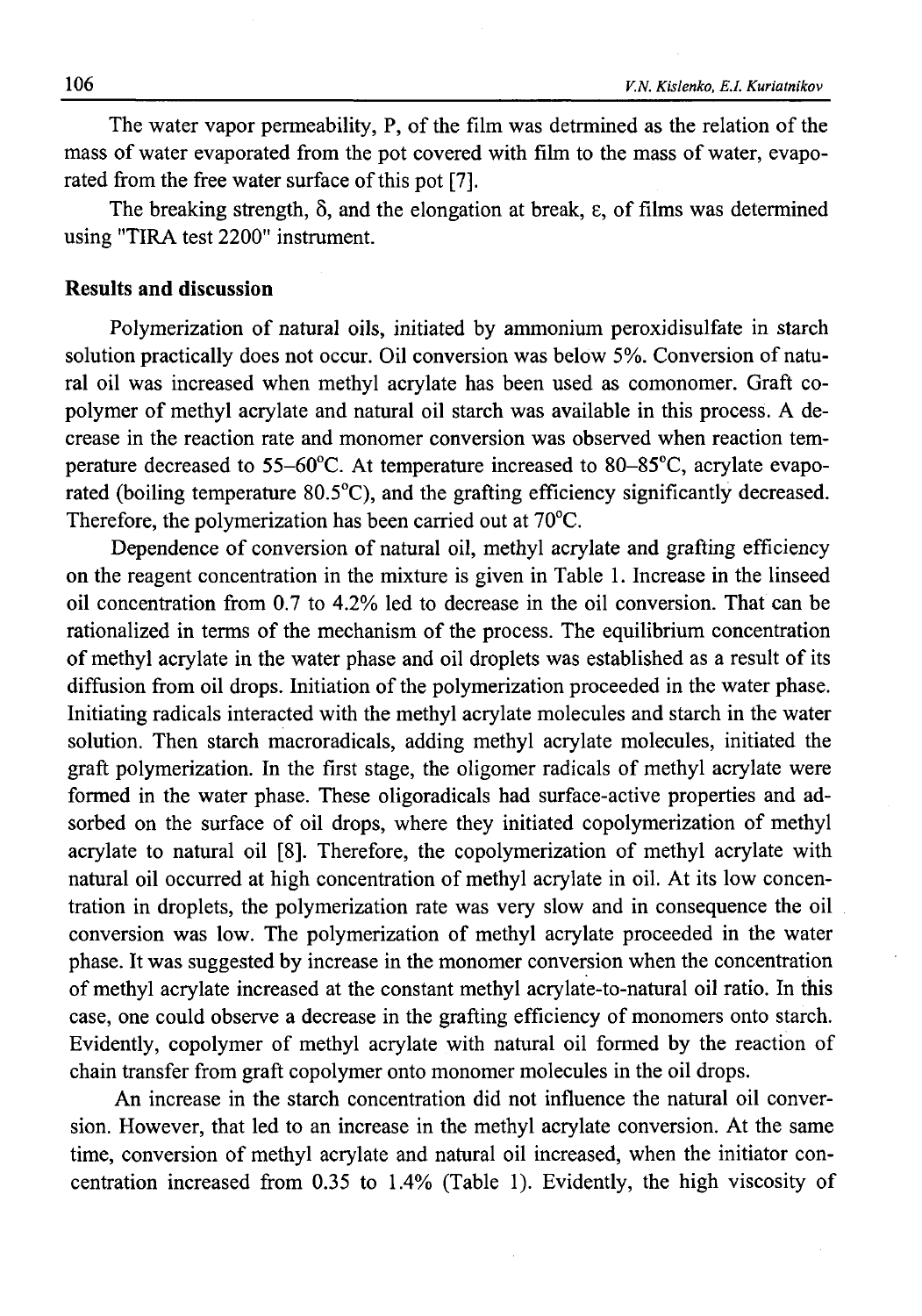The water vapor permeability, P, of the film was detrmined as the relation of the mass of water evaporated from the pot covered with film to the mass of water, evaporated from the free water surface of this pot [7].

The breaking strength, $\delta$, and the elongation at break, $\varepsilon$, of films was determined using "TIRA test 2200" instrument.

## Results and discussion

Polymerization of natural oils, initiated by ammonium peroxidisulfate in starch solution practically does not occur. Oil conversion was below 5%. Conversion of natural oil was increased when methyl acrylate has been used as comonomer. Graft copolymer of methyl acrylate and natural oil starch was available in this process. A decrease in the reaction rate and monomer conversion was observed when reaction temperature decreased to 55–60°C. At temperature increased to 80–85°C, acrylate evaporated (boiling temperature 80.5°C), and the grafting efficiency significantly decreased. Therefore, the polymerization has been carried out at 70°C.

Dependence of conversion of natural oil, methyl acrylate and grafting efficiency on the reagent concentration in the mixture is given in Table 1. Increase in the linseed oil concentration from 0.7 to 4.2% led to decrease in the oil conversion. That can be rationalized in terms of the mechanism of the process. The equilibrium concentration of methyl acrylate in the water phase and oil droplets was established as a result of its diffusion from oil drops. Initiation of the polymerization proceeded in the water phase. Initiating radicals interacted with the methyl acrylate molecules and starch in the water solution. Then starch macroradicals, adding methyl acrylate molecules, initiated the graft polymerization. In the first stage, the oligomer radicals of methyl acrylate were formed in the water phase. These oligoradicals had surface-active properties and adsorbed on the surface of oil drops, where they initiated copolymerization of methyl acrylate to natural oil [8]. Therefore, the copolymerization of methyl acrylate with natural oil occurred at high concentration of methyl acrylate in oil. At its low concentration in droplets, the polymerization rate was very slow and in consequence the oil conversion was low. The polymerization of methyl acrylate proceeded in the water phase. It was suggested by increase in the monomer conversion when the concentration of methyl acrylate increased at the constant methyl acrylate-to-natural oil ratio. In this case, one could observe a decrease in the grafting efficiency of monomers onto starch. Evidently, copolymer of methyl acrylate with natural oil formed by the reaction of chain transfer from graft copolymer onto monomer molecules in the oil drops.

An increase in the starch concentration did not influence the natural oil conversion. However, that led to an increase in the methyl acrylate conversion. At the same time, conversion of methyl acrylate and natural oil increased, when the initiator concentration increased from 0.35 to 1.4% (Table 1). Evidently, the high viscosity of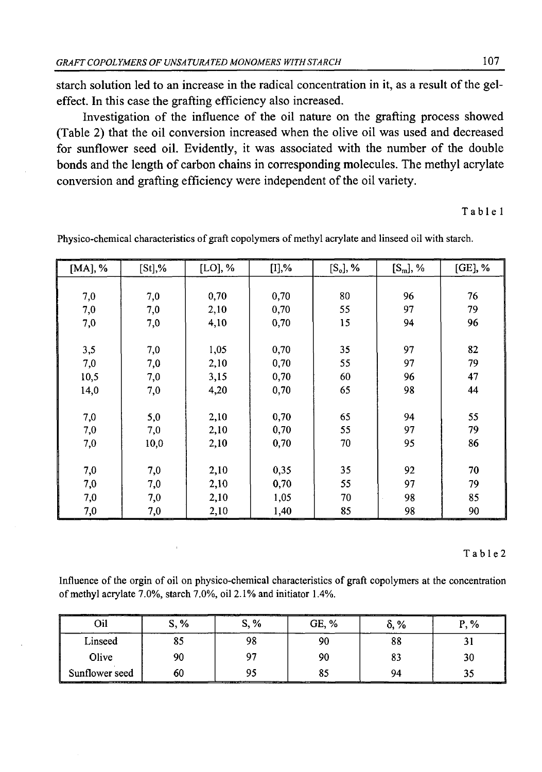starch solution led to an increase in the radical concentration in it, as a result of the gel-effect. In this case the grafting efficiency also increased.

Investigation of the influence of the oil nature on the grafting process showed (Table 2) that the oil conversion increased when the olive oil was used and decreased for sunflower seed oil. Evidently, it was associated with the number of the double bonds and the length of carbon chains in corresponding molecules. The methyl acrylate conversion and grafting efficiency were independent of the oil variety.

Table 1

Physico-chemical characteristics of graft copolymers of methyl acrylate and linseed oil with starch.

| [MA], % | [St],% | [LO], % | [I],% | [$S_o$], % | [$S_m$], % | [GE], % |
|---|---|---|---|---|---|---|
| 7,0 | 7,0 | 0,70 | 0,70 | 80 | 96 | 76 |
| 7,0 | 7,0 | 2,10 | 0,70 | 55 | 97 | 79 |
| 7,0 | 7,0 | 4,10 | 0,70 | 15 | 94 | 96 |
| 3,5 | 7,0 | 1,05 | 0,70 | 35 | 97 | 82 |
| 7,0 | 7,0 | 2,10 | 0,70 | 55 | 97 | 79 |
| 10,5 | 7,0 | 3,15 | 0,70 | 60 | 96 | 47 |
| 14,0 | 7,0 | 4,20 | 0,70 | 65 | 98 | 44 |
| 7,0 | 5,0 | 2,10 | 0,70 | 65 | 94 | 55 |
| 7,0 | 7,0 | 2,10 | 0,70 | 55 | 97 | 79 |
| 7,0 | 10,0 | 2,10 | 0,70 | 70 | 95 | 86 |
| 7,0 | 7,0 | 2,10 | 0,35 | 35 | 92 | 70 |
| 7,0 | 7,0 | 2,10 | 0,70 | 55 | 97 | 79 |
| 7,0 | 7,0 | 2,10 | 1,05 | 70 | 98 | 85 |
| 7,0 | 7,0 | 2,10 | 1,40 | 85 | 98 | 90 |

Table 2

Influence of the orgin of oil on physico-chemical characteristics of graft copolymers at the concentration of methyl acrylate 7.0%, starch 7.0%, oil 2.1% and initiator 1.4%.

| Oil | S, % | S, % | GE, % | $\delta$, % | P, % |
|---|---|---|---|---|---|
| Linseed | 85 | 98 | 90 | 88 | 31 |
| Olive | 90 | 97 | 90 | 83 | 30 |
| Sunflower seed | 60 | 95 | 85 | 94 | 35 |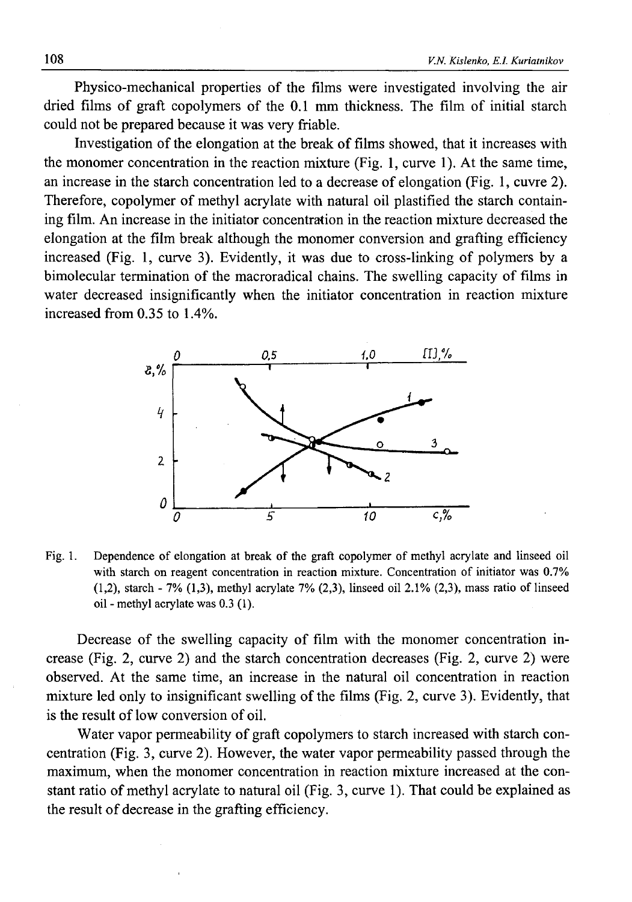Physico-mechanical properties of the films were investigated involving the air dried films of graft copolymers of the 0.1 mm thickness. The film of initial starch could not be prepared because it was very friable.

Investigation of the elongation at the break of films showed, that it increases with the monomer concentration in the reaction mixture (Fig. 1, curve 1). At the same time, an increase in the starch concentration led to a decrease of elongation (Fig. 1, cuvre 2). Therefore, copolymer of methyl acrylate with natural oil plastified the starch containing film. An increase in the initiator concentration in the reaction mixture decreased the elongation at the film break although the monomer conversion and grafting efficiency increased (Fig. 1, curve 3). Evidently, it was due to cross-linking of polymers by a bimolecular termination of the macroradical chains. The swelling capacity of films in water decreased insignificantly when the initiator concentration in reaction mixture increased from 0.35 to 1.4%.

Fig. 1. Dependence of elongation at break of the graft copolymer of methyl acrylate and linseed oil with starch on reagent concentration in reaction mixture. Concentration of initiator was 0.7% (1,2), starch - 7% (1,3), methyl acrylate 7% (2,3), linseed oil 2.1% (2,3), mass ratio of linseed oil - methyl acrylate was 0.3 (1).

Decrease of the swelling capacity of film with the monomer concentration increase (Fig. 2, curve 2) and the starch concentration decreases (Fig. 2, curve 2) were observed. At the same time, an increase in the natural oil concentration in reaction mixture led only to insignificant swelling of the films (Fig. 2, curve 3). Evidently, that is the result of low conversion of oil.

Water vapor permeability of graft copolymers to starch increased with starch concentration (Fig. 3, curve 2). However, the water vapor permeability passed through the maximum, when the monomer concentration in reaction mixture increased at the constant ratio of methyl acrylate to natural oil (Fig. 3, curve 1). That could be explained as the result of decrease in the grafting efficiency.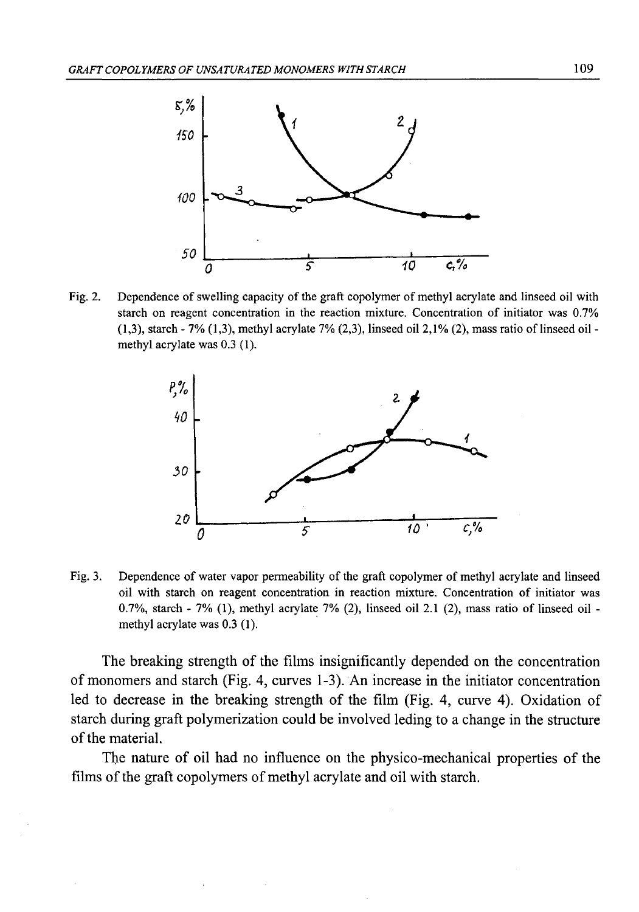Fig. 2. Dependence of swelling capacity of the graft copolymer of methyl acrylate and linseed oil with starch on reagent concentration in the reaction mixture. Concentration of initiator was 0.7% (1,3), starch - 7% (1,3), methyl acrylate 7% (2,3), linseed oil 2,1% (2), mass ratio of linseed oil - methyl acrylate was 0.3 (1).

Fig. 3. Dependence of water vapor permeability of the graft copolymer of methyl acrylate and linseed oil with starch on reagent concentration in reaction mixture. Concentration of initiator was 0.7%, starch - 7% (1), methyl acrylate 7% (2), linseed oil 2.1 (2), mass ratio of linseed oil - methyl acrylate was 0.3 (1).

The breaking strength of the films insignificantly depended on the concentration of monomers and starch (Fig. 4, curves 1-3). An increase in the initiator concentration led to decrease in the breaking strength of the film (Fig. 4, curve 4). Oxidation of starch during graft polymerization could be involved leding to a change in the structure of the material.

The nature of oil had no influence on the physico-mechanical properties of the films of the graft copolymers of methyl acrylate and oil with starch.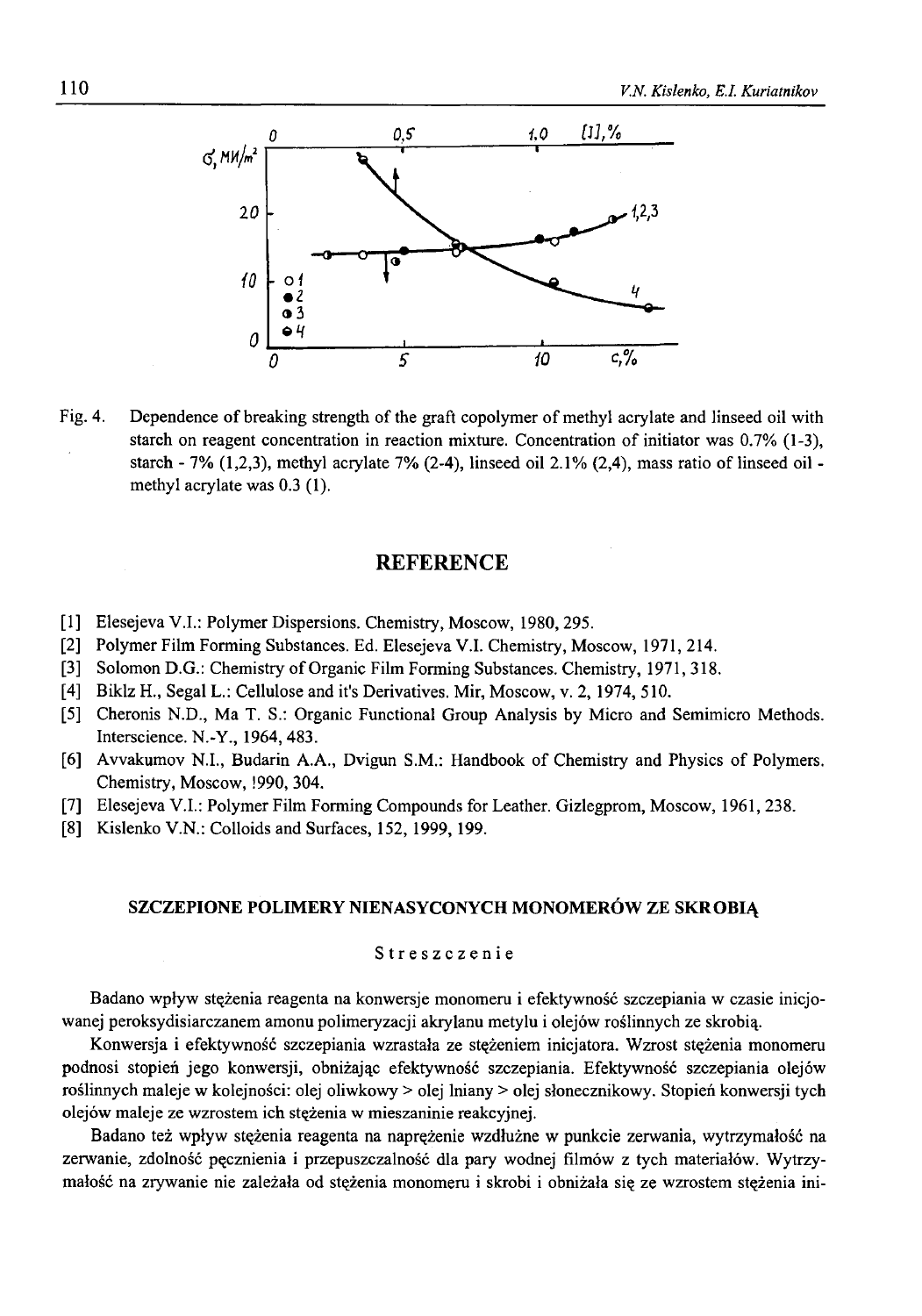Fig. 4. Dependence of breaking strength of the graft copolymer of methyl acrylate and linseed oil with starch on reagent concentration in reaction mixture. Concentration of initiator was 0.7% (1-3), starch - 7% (1,2,3), methyl acrylate 7% (2-4), linseed oil 2.1% (2,4), mass ratio of linseed oil - methyl acrylate was 0.3 (1).

## REFERENCE

[1] Elesejeva V.I.: Polymer Dispersions. Chemistry, Moscow, 1980, 295.

[2] Polymer Film Forming Substances. Ed. Elesejeva V.I. Chemistry, Moscow, 1971, 214.

[3] Solomon D.G.: Chemistry of Organic Film Forming Substances. Chemistry, 1971, 318.

[4] Biklz H., Segal L.: Cellulose and it's Derivatives. Mir, Moscow, v. 2, 1974, 510.

[5] Cheronis N.D., Ma T. S.: Organic Functional Group Analysis by Micro and Semimicro Methods. Interscience. N.-Y., 1964, 483.

[6] Avvakumov N.I., Budarin A.A., Dvigun S.M.: Handbook of Chemistry and Physics of Polymers. Chemistry, Moscow, !990, 304.

[7] Elesejeva V.I.: Polymer Film Forming Compounds for Leather. Gizlegprom, Moscow, 1961, 238.

[8] Kislenko V.N.: Colloids and Surfaces, 152, 1999, 199.

### SZCZEPIONE POLIMERY NIENASYCONYCH MONOMERÓW ZE SKROBIĄ

#### Streszczenie

Badano wpływ stężenia reagenta na konwersje monomeru i efektywność szczepiania w czasie inicjowanej peroksydisiarczanem amonu polimeryzacji akrylanu metylu i olejów roślinnych ze skrobią.

Konwersja i efektywność szczepiania wzrastała ze stężeniem inicjatora. Wzrost stężenia monomeru podnosi stopień jego konwersji, obniżając efektywność szczepiania. Efektywność szczepiania olejów roślinnych maleje w kolejności: olej oliwkowy > olej lniany > olej słonecznikowy. Stopień konwersji tych olejów maleje ze wzrostem ich stężenia w mieszaninie reakcyjnej.

Badano też wpływ stężenia reagenta na naprężenie wzdłużne w punkcie zerwania, wytrzymałość na zerwanie, zdolność pęcznienia i przepuszczalność dla pary wodnej filmów z tych materiałów. Wytrzymałość na zrywanie nie zależała od stężenia monomeru i skrobi i obniżała się ze wzrostem stężenia ini-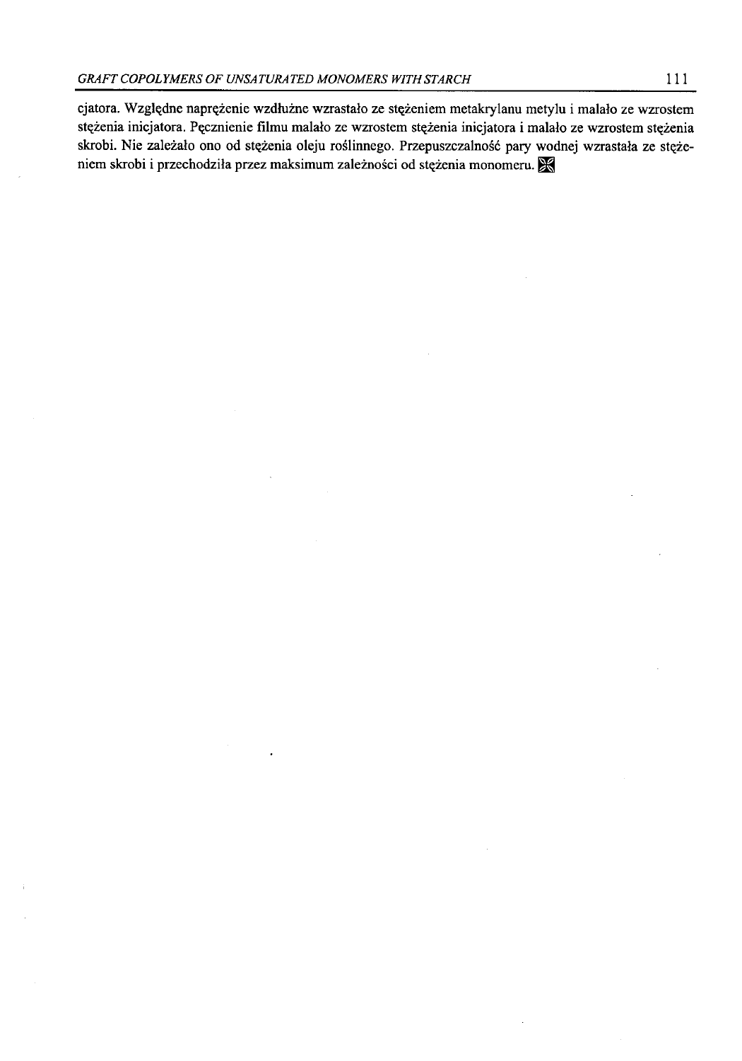cjatora. Względne naprężenie wzdłużne wzrastało ze stężeniem metakrylanu metylu i malało ze wzrostem stężenia inicjatora. Pęcznienie filmu malało ze wzrostem stężenia inicjatora i malało ze wzrostem stężenia skrobi. Nie zależało ono od stężenia oleju roślinnego. Przepuszczalność pary wodnej wzrastała ze stężeniem skrobi i przechodziła przez maksimum zależności od stężenia monomeru.